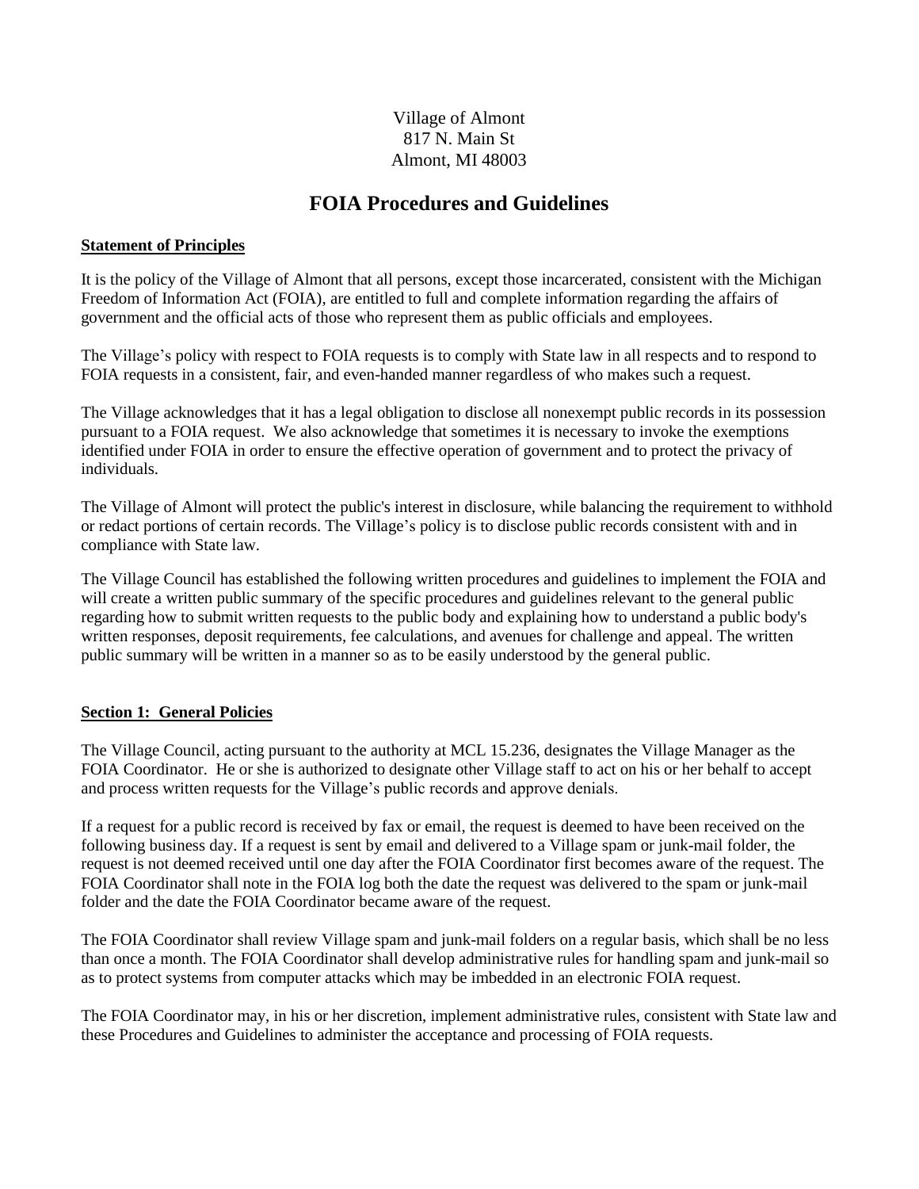Village of Almont
817 N. Main St
Almont, MI 48003

# FOIA Procedures and Guidelines

**Statement of Principles**

It is the policy of the Village of Almont that all persons, except those incarcerated, consistent with the Michigan Freedom of Information Act (FOIA), are entitled to full and complete information regarding the affairs of government and the official acts of those who represent them as public officials and employees.

The Village's policy with respect to FOIA requests is to comply with State law in all respects and to respond to FOIA requests in a consistent, fair, and even-handed manner regardless of who makes such a request.

The Village acknowledges that it has a legal obligation to disclose all nonexempt public records in its possession pursuant to a FOIA request. We also acknowledge that sometimes it is necessary to invoke the exemptions identified under FOIA in order to ensure the effective operation of government and to protect the privacy of individuals.

The Village of Almont will protect the public's interest in disclosure, while balancing the requirement to withhold or redact portions of certain records. The Village's policy is to disclose public records consistent with and in compliance with State law.

The Village Council has established the following written procedures and guidelines to implement the FOIA and will create a written public summary of the specific procedures and guidelines relevant to the general public regarding how to submit written requests to the public body and explaining how to understand a public body's written responses, deposit requirements, fee calculations, and avenues for challenge and appeal. The written public summary will be written in a manner so as to be easily understood by the general public.

**Section 1: General Policies**

The Village Council, acting pursuant to the authority at MCL 15.236, designates the Village Manager as the FOIA Coordinator. He or she is authorized to designate other Village staff to act on his or her behalf to accept and process written requests for the Village's public records and approve denials.

If a request for a public record is received by fax or email, the request is deemed to have been received on the following business day. If a request is sent by email and delivered to a Village spam or junk-mail folder, the request is not deemed received until one day after the FOIA Coordinator first becomes aware of the request. The FOIA Coordinator shall note in the FOIA log both the date the request was delivered to the spam or junk-mail folder and the date the FOIA Coordinator became aware of the request.

The FOIA Coordinator shall review Village spam and junk-mail folders on a regular basis, which shall be no less than once a month. The FOIA Coordinator shall develop administrative rules for handling spam and junk-mail so as to protect systems from computer attacks which may be imbedded in an electronic FOIA request.

The FOIA Coordinator may, in his or her discretion, implement administrative rules, consistent with State law and these Procedures and Guidelines to administer the acceptance and processing of FOIA requests.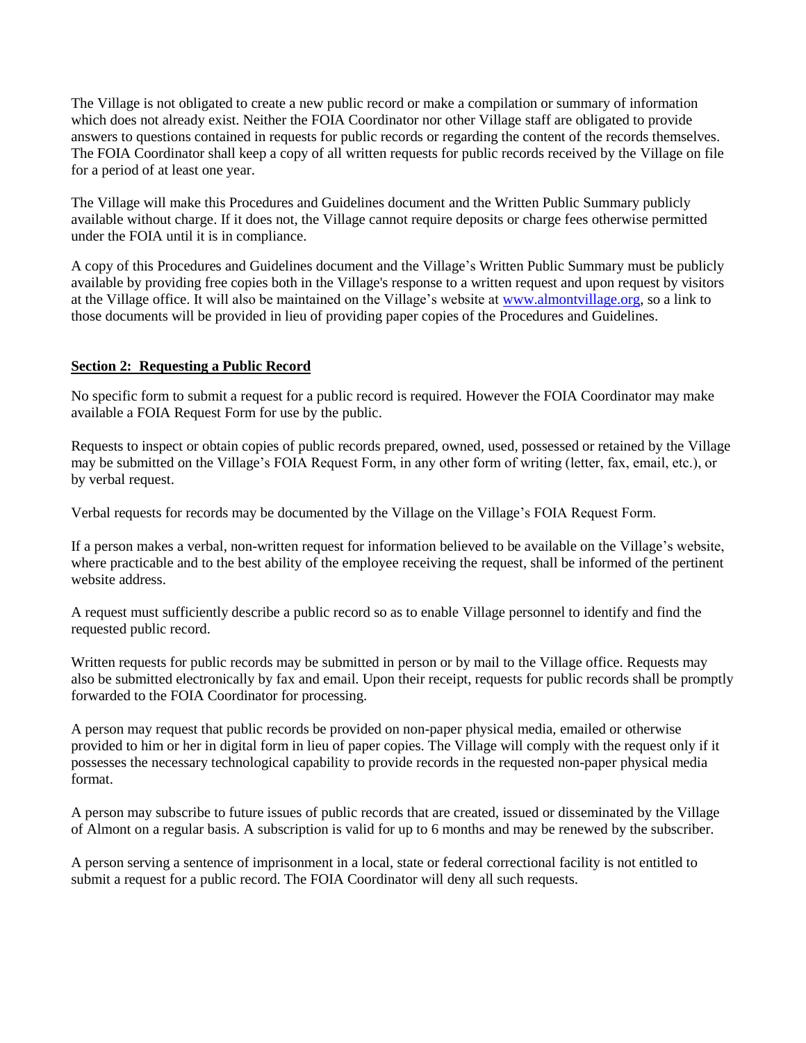The Village is not obligated to create a new public record or make a compilation or summary of information which does not already exist. Neither the FOIA Coordinator nor other Village staff are obligated to provide answers to questions contained in requests for public records or regarding the content of the records themselves. The FOIA Coordinator shall keep a copy of all written requests for public records received by the Village on file for a period of at least one year.

The Village will make this Procedures and Guidelines document and the Written Public Summary publicly available without charge. If it does not, the Village cannot require deposits or charge fees otherwise permitted under the FOIA until it is in compliance.

A copy of this Procedures and Guidelines document and the Village's Written Public Summary must be publicly available by providing free copies both in the Village's response to a written request and upon request by visitors at the Village office. It will also be maintained on the Village's website at [www.almontvillage.org](www.almontvillage.org), so a link to those documents will be provided in lieu of providing paper copies of the Procedures and Guidelines.

## **Section 2: Requesting a Public Record**

No specific form to submit a request for a public record is required. However the FOIA Coordinator may make available a FOIA Request Form for use by the public.

Requests to inspect or obtain copies of public records prepared, owned, used, possessed or retained by the Village may be submitted on the Village's FOIA Request Form, in any other form of writing (letter, fax, email, etc.), or by verbal request.

Verbal requests for records may be documented by the Village on the Village's FOIA Request Form.

If a person makes a verbal, non-written request for information believed to be available on the Village's website, where practicable and to the best ability of the employee receiving the request, shall be informed of the pertinent website address.

A request must sufficiently describe a public record so as to enable Village personnel to identify and find the requested public record.

Written requests for public records may be submitted in person or by mail to the Village office. Requests may also be submitted electronically by fax and email. Upon their receipt, requests for public records shall be promptly forwarded to the FOIA Coordinator for processing.

A person may request that public records be provided on non-paper physical media, emailed or otherwise provided to him or her in digital form in lieu of paper copies. The Village will comply with the request only if it possesses the necessary technological capability to provide records in the requested non-paper physical media format.

A person may subscribe to future issues of public records that are created, issued or disseminated by the Village of Almont on a regular basis. A subscription is valid for up to 6 months and may be renewed by the subscriber.

A person serving a sentence of imprisonment in a local, state or federal correctional facility is not entitled to submit a request for a public record. The FOIA Coordinator will deny all such requests.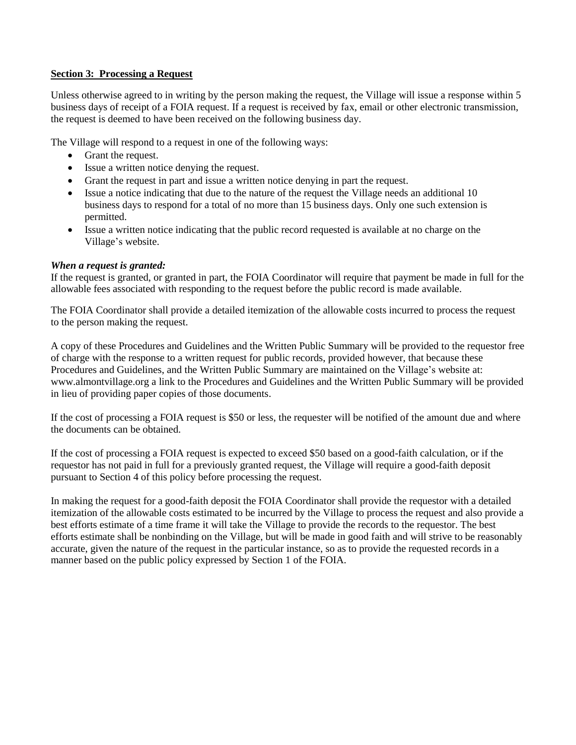**Section 3: Processing a Request**

Unless otherwise agreed to in writing by the person making the request, the Village will issue a response within 5 business days of receipt of a FOIA request. If a request is received by fax, email or other electronic transmission, the request is deemed to have been received on the following business day.

The Village will respond to a request in one of the following ways:

- Grant the request.
- Issue a written notice denying the request.
- Grant the request in part and issue a written notice denying in part the request.
- Issue a notice indicating that due to the nature of the request the Village needs an additional 10 business days to respond for a total of no more than 15 business days. Only one such extension is permitted.
- Issue a written notice indicating that the public record requested is available at no charge on the Village's website.

***When a request is granted:***

If the request is granted, or granted in part, the FOIA Coordinator will require that payment be made in full for the allowable fees associated with responding to the request before the public record is made available.

The FOIA Coordinator shall provide a detailed itemization of the allowable costs incurred to process the request to the person making the request.

A copy of these Procedures and Guidelines and the Written Public Summary will be provided to the requestor free of charge with the response to a written request for public records, provided however, that because these Procedures and Guidelines, and the Written Public Summary are maintained on the Village's website at: www.almontvillage.org a link to the Procedures and Guidelines and the Written Public Summary will be provided in lieu of providing paper copies of those documents.

If the cost of processing a FOIA request is $50 or less, the requester will be notified of the amount due and where the documents can be obtained.

If the cost of processing a FOIA request is expected to exceed $50 based on a good-faith calculation, or if the requestor has not paid in full for a previously granted request, the Village will require a good-faith deposit pursuant to Section 4 of this policy before processing the request.

In making the request for a good-faith deposit the FOIA Coordinator shall provide the requestor with a detailed itemization of the allowable costs estimated to be incurred by the Village to process the request and also provide a best efforts estimate of a time frame it will take the Village to provide the records to the requestor. The best efforts estimate shall be nonbinding on the Village, but will be made in good faith and will strive to be reasonably accurate, given the nature of the request in the particular instance, so as to provide the requested records in a manner based on the public policy expressed by Section 1 of the FOIA.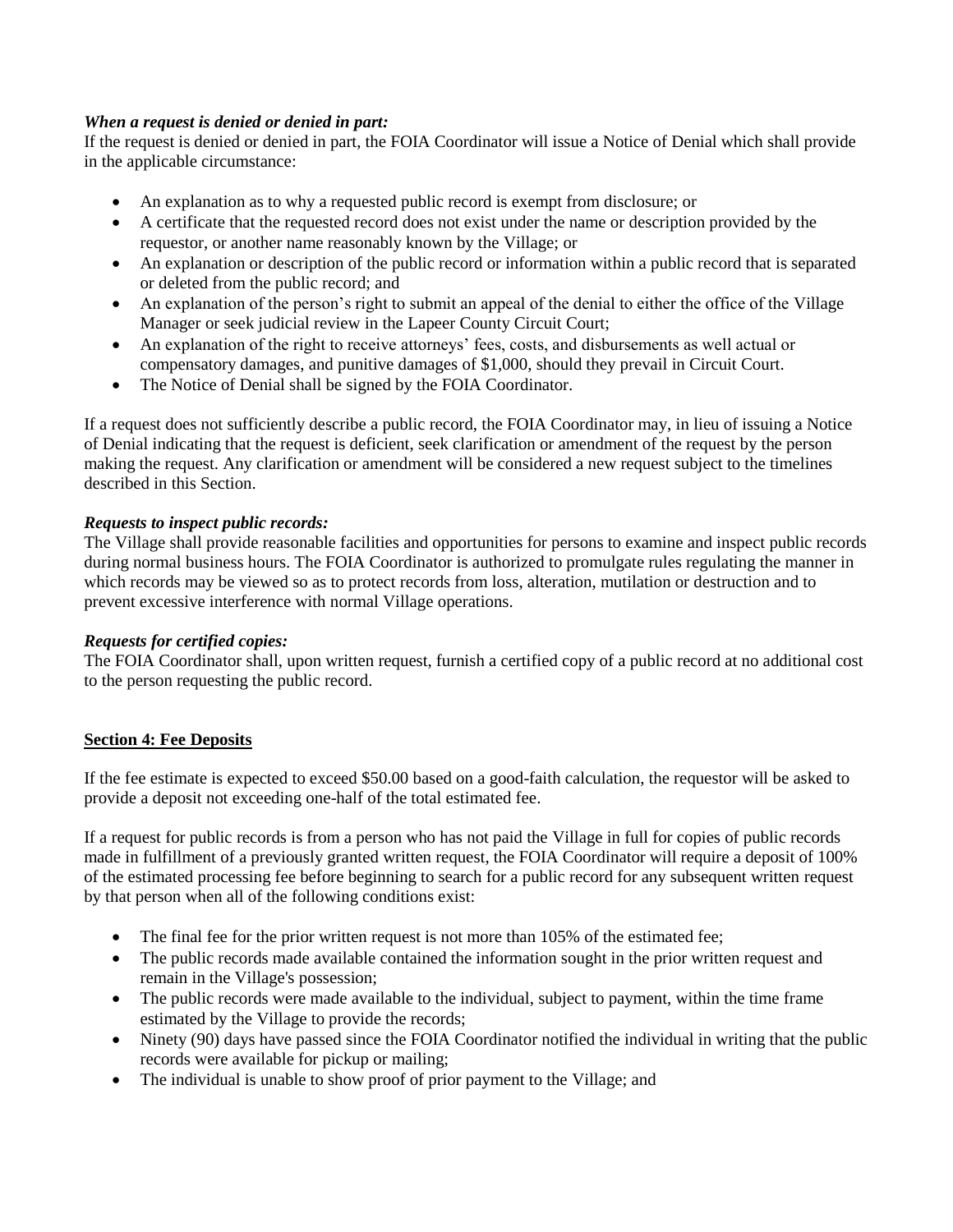***When a request is denied or denied in part:***
If the request is denied or denied in part, the FOIA Coordinator will issue a Notice of Denial which shall provide in the applicable circumstance:

- An explanation as to why a requested public record is exempt from disclosure; or
- A certificate that the requested record does not exist under the name or description provided by the requestor, or another name reasonably known by the Village; or
- An explanation or description of the public record or information within a public record that is separated or deleted from the public record; and
- An explanation of the person's right to submit an appeal of the denial to either the office of the Village Manager or seek judicial review in the Lapeer County Circuit Court;
- An explanation of the right to receive attorneys' fees, costs, and disbursements as well actual or compensatory damages, and punitive damages of $1,000, should they prevail in Circuit Court.
- The Notice of Denial shall be signed by the FOIA Coordinator.

If a request does not sufficiently describe a public record, the FOIA Coordinator may, in lieu of issuing a Notice of Denial indicating that the request is deficient, seek clarification or amendment of the request by the person making the request. Any clarification or amendment will be considered a new request subject to the timelines described in this Section.

***Requests to inspect public records:***
The Village shall provide reasonable facilities and opportunities for persons to examine and inspect public records during normal business hours. The FOIA Coordinator is authorized to promulgate rules regulating the manner in which records may be viewed so as to protect records from loss, alteration, mutilation or destruction and to prevent excessive interference with normal Village operations.

***Requests for certified copies:***
The FOIA Coordinator shall, upon written request, furnish a certified copy of a public record at no additional cost to the person requesting the public record.

## Section 4: Fee Deposits

If the fee estimate is expected to exceed $50.00 based on a good-faith calculation, the requestor will be asked to provide a deposit not exceeding one-half of the total estimated fee.

If a request for public records is from a person who has not paid the Village in full for copies of public records made in fulfillment of a previously granted written request, the FOIA Coordinator will require a deposit of 100% of the estimated processing fee before beginning to search for a public record for any subsequent written request by that person when all of the following conditions exist:

- The final fee for the prior written request is not more than 105% of the estimated fee;
- The public records made available contained the information sought in the prior written request and remain in the Village's possession;
- The public records were made available to the individual, subject to payment, within the time frame estimated by the Village to provide the records;
- Ninety (90) days have passed since the FOIA Coordinator notified the individual in writing that the public records were available for pickup or mailing;
- The individual is unable to show proof of prior payment to the Village; and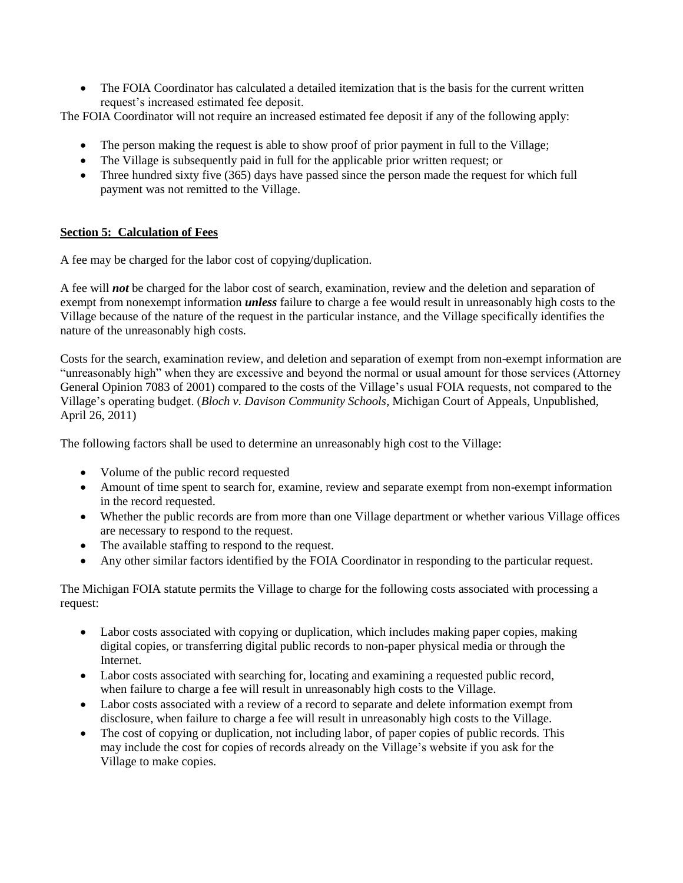- The FOIA Coordinator has calculated a detailed itemization that is the basis for the current written request's increased estimated fee deposit.

The FOIA Coordinator will not require an increased estimated fee deposit if any of the following apply:

- The person making the request is able to show proof of prior payment in full to the Village;
- The Village is subsequently paid in full for the applicable prior written request; or
- Three hundred sixty five (365) days have passed since the person made the request for which full payment was not remitted to the Village.

## **Section 5: Calculation of Fees**

A fee may be charged for the labor cost of copying/duplication.

A fee will ***not*** be charged for the labor cost of search, examination, review and the deletion and separation of exempt from nonexempt information ***unless*** failure to charge a fee would result in unreasonably high costs to the Village because of the nature of the request in the particular instance, and the Village specifically identifies the nature of the unreasonably high costs.

Costs for the search, examination review, and deletion and separation of exempt from non-exempt information are "unreasonably high" when they are excessive and beyond the normal or usual amount for those services (Attorney General Opinion 7083 of 2001) compared to the costs of the Village's usual FOIA requests, not compared to the Village's operating budget. (*Bloch v. Davison Community Schools*, Michigan Court of Appeals, Unpublished, April 26, 2011)

The following factors shall be used to determine an unreasonably high cost to the Village:

- Volume of the public record requested
- Amount of time spent to search for, examine, review and separate exempt from non-exempt information in the record requested.
- Whether the public records are from more than one Village department or whether various Village offices are necessary to respond to the request.
- The available staffing to respond to the request.
- Any other similar factors identified by the FOIA Coordinator in responding to the particular request.

The Michigan FOIA statute permits the Village to charge for the following costs associated with processing a request:

- Labor costs associated with copying or duplication, which includes making paper copies, making digital copies, or transferring digital public records to non-paper physical media or through the Internet.
- Labor costs associated with searching for, locating and examining a requested public record, when failure to charge a fee will result in unreasonably high costs to the Village.
- Labor costs associated with a review of a record to separate and delete information exempt from disclosure, when failure to charge a fee will result in unreasonably high costs to the Village.
- The cost of copying or duplication, not including labor, of paper copies of public records. This may include the cost for copies of records already on the Village's website if you ask for the Village to make copies.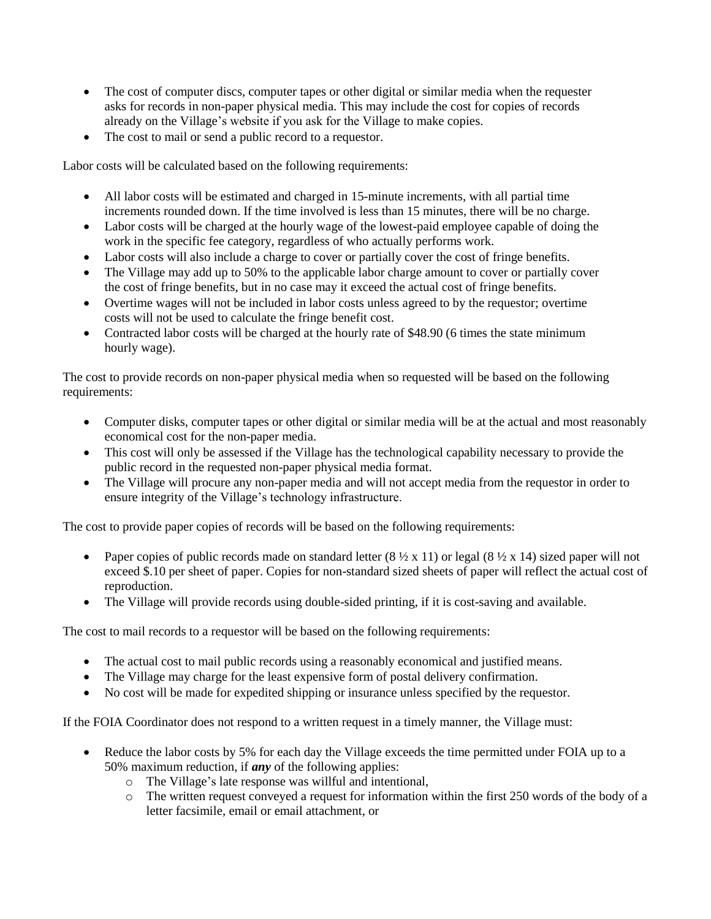- The cost of computer discs, computer tapes or other digital or similar media when the requester asks for records in non-paper physical media. This may include the cost for copies of records already on the Village's website if you ask for the Village to make copies.
- The cost to mail or send a public record to a requestor.

Labor costs will be calculated based on the following requirements:

- All labor costs will be estimated and charged in 15-minute increments, with all partial time increments rounded down. If the time involved is less than 15 minutes, there will be no charge.
- Labor costs will be charged at the hourly wage of the lowest-paid employee capable of doing the work in the specific fee category, regardless of who actually performs work.
- Labor costs will also include a charge to cover or partially cover the cost of fringe benefits.
- The Village may add up to 50% to the applicable labor charge amount to cover or partially cover the cost of fringe benefits, but in no case may it exceed the actual cost of fringe benefits.
- Overtime wages will not be included in labor costs unless agreed to by the requestor; overtime costs will not be used to calculate the fringe benefit cost.
- Contracted labor costs will be charged at the hourly rate of $48.90 (6 times the state minimum hourly wage).

The cost to provide records on non-paper physical media when so requested will be based on the following requirements:

- Computer disks, computer tapes or other digital or similar media will be at the actual and most reasonably economical cost for the non-paper media.
- This cost will only be assessed if the Village has the technological capability necessary to provide the public record in the requested non-paper physical media format.
- The Village will procure any non-paper media and will not accept media from the requestor in order to ensure integrity of the Village's technology infrastructure.

The cost to provide paper copies of records will be based on the following requirements:

- Paper copies of public records made on standard letter (8 ½ x 11) or legal (8 ½ x 14) sized paper will not exceed $.10 per sheet of paper. Copies for non-standard sized sheets of paper will reflect the actual cost of reproduction.
- The Village will provide records using double-sided printing, if it is cost-saving and available.

The cost to mail records to a requestor will be based on the following requirements:

- The actual cost to mail public records using a reasonably economical and justified means.
- The Village may charge for the least expensive form of postal delivery confirmation.
- No cost will be made for expedited shipping or insurance unless specified by the requestor.

If the FOIA Coordinator does not respond to a written request in a timely manner, the Village must:

- Reduce the labor costs by 5% for each day the Village exceeds the time permitted under FOIA up to a 50% maximum reduction, if ***any*** of the following applies:
    - The Village's late response was willful and intentional,
    - The written request conveyed a request for information within the first 250 words of the body of a letter facsimile, email or email attachment, or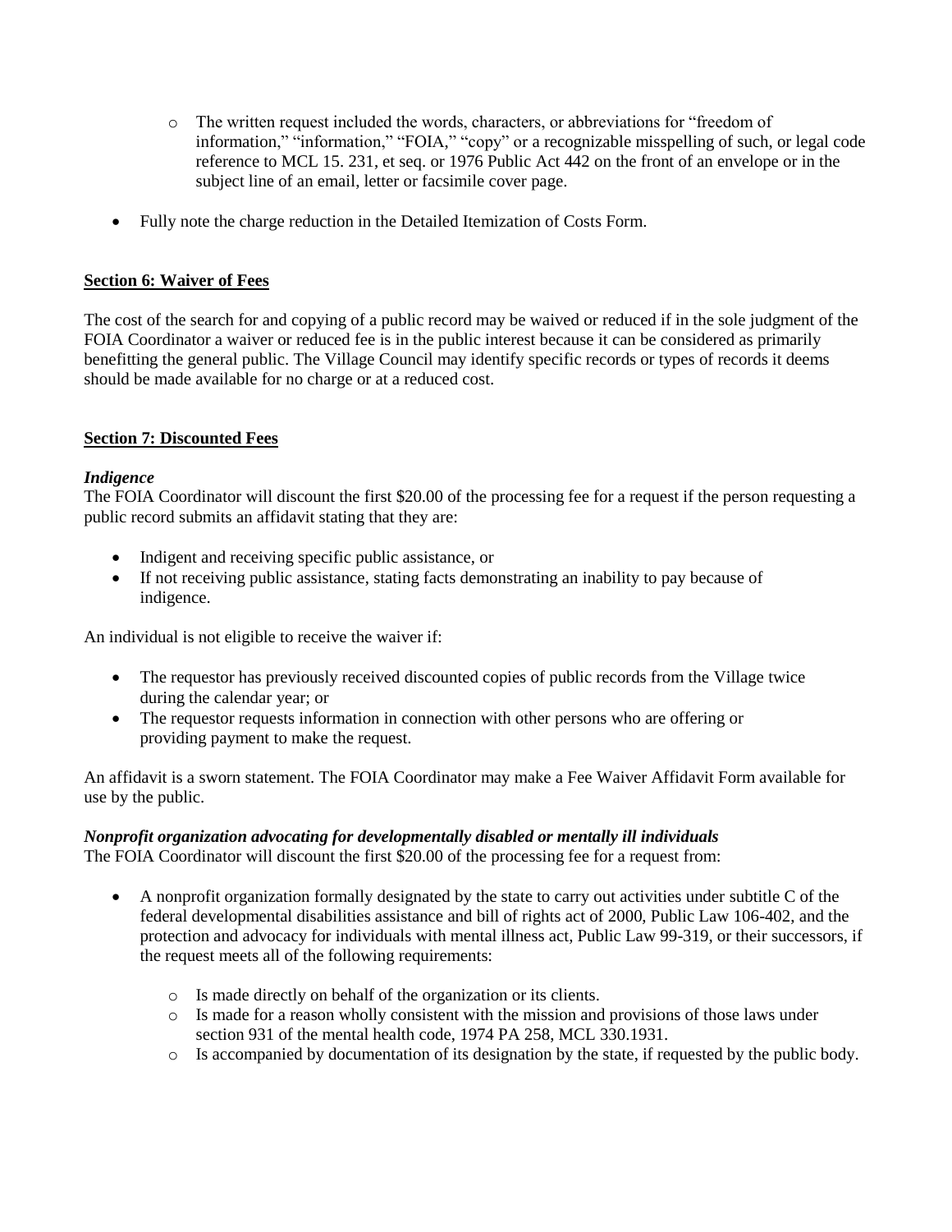- The written request included the words, characters, or abbreviations for "freedom of information," "information," "FOIA," "copy" or a recognizable misspelling of such, or legal code reference to MCL 15. 231, et seq. or 1976 Public Act 442 on the front of an envelope or in the subject line of an email, letter or facsimile cover page.

- Fully note the charge reduction in the Detailed Itemization of Costs Form.

**Section 6: Waiver of Fees**

The cost of the search for and copying of a public record may be waived or reduced if in the sole judgment of the FOIA Coordinator a waiver or reduced fee is in the public interest because it can be considered as primarily benefitting the general public. The Village Council may identify specific records or types of records it deems should be made available for no charge or at a reduced cost.

**Section 7: Discounted Fees**

***Indigence***

The FOIA Coordinator will discount the first $20.00 of the processing fee for a request if the person requesting a public record submits an affidavit stating that they are:

- Indigent and receiving specific public assistance, or
- If not receiving public assistance, stating facts demonstrating an inability to pay because of indigence.

An individual is not eligible to receive the waiver if:

- The requestor has previously received discounted copies of public records from the Village twice during the calendar year; or
- The requestor requests information in connection with other persons who are offering or providing payment to make the request.

An affidavit is a sworn statement. The FOIA Coordinator may make a Fee Waiver Affidavit Form available for use by the public.

***Nonprofit organization advocating for developmentally disabled or mentally ill individuals***

The FOIA Coordinator will discount the first $20.00 of the processing fee for a request from:

- A nonprofit organization formally designated by the state to carry out activities under subtitle C of the federal developmental disabilities assistance and bill of rights act of 2000, Public Law 106-402, and the protection and advocacy for individuals with mental illness act, Public Law 99-319, or their successors, if the request meets all of the following requirements:
  - Is made directly on behalf of the organization or its clients.
  - Is made for a reason wholly consistent with the mission and provisions of those laws under section 931 of the mental health code, 1974 PA 258, MCL 330.1931.
  - Is accompanied by documentation of its designation by the state, if requested by the public body.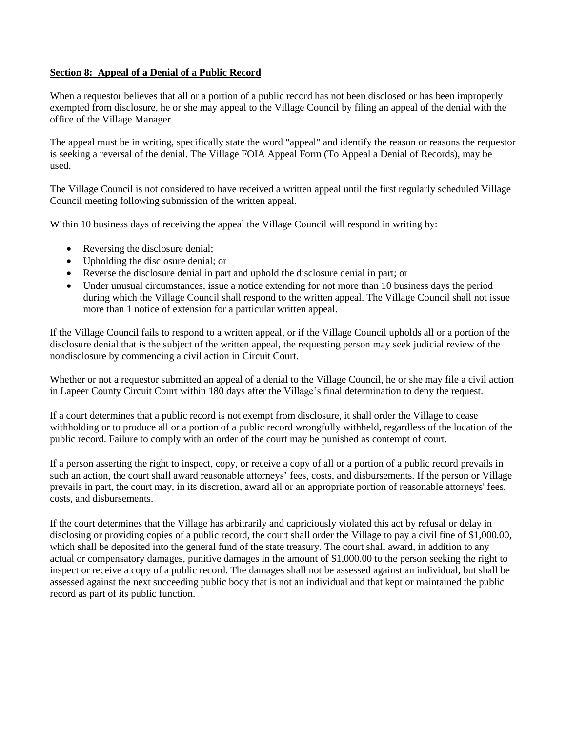**Section 8: Appeal of a Denial of a Public Record**

When a requestor believes that all or a portion of a public record has not been disclosed or has been improperly exempted from disclosure, he or she may appeal to the Village Council by filing an appeal of the denial with the office of the Village Manager.

The appeal must be in writing, specifically state the word "appeal" and identify the reason or reasons the requestor is seeking a reversal of the denial. The Village FOIA Appeal Form (To Appeal a Denial of Records), may be used.

The Village Council is not considered to have received a written appeal until the first regularly scheduled Village Council meeting following submission of the written appeal.

Within 10 business days of receiving the appeal the Village Council will respond in writing by:

- Reversing the disclosure denial;
- Upholding the disclosure denial; or
- Reverse the disclosure denial in part and uphold the disclosure denial in part; or
- Under unusual circumstances, issue a notice extending for not more than 10 business days the period during which the Village Council shall respond to the written appeal. The Village Council shall not issue more than 1 notice of extension for a particular written appeal.

If the Village Council fails to respond to a written appeal, or if the Village Council upholds all or a portion of the disclosure denial that is the subject of the written appeal, the requesting person may seek judicial review of the nondisclosure by commencing a civil action in Circuit Court.

Whether or not a requestor submitted an appeal of a denial to the Village Council, he or she may file a civil action in Lapeer County Circuit Court within 180 days after the Village's final determination to deny the request.

If a court determines that a public record is not exempt from disclosure, it shall order the Village to cease withholding or to produce all or a portion of a public record wrongfully withheld, regardless of the location of the public record. Failure to comply with an order of the court may be punished as contempt of court.

If a person asserting the right to inspect, copy, or receive a copy of all or a portion of a public record prevails in such an action, the court shall award reasonable attorneys' fees, costs, and disbursements. If the person or Village prevails in part, the court may, in its discretion, award all or an appropriate portion of reasonable attorneys' fees, costs, and disbursements.

If the court determines that the Village has arbitrarily and capriciously violated this act by refusal or delay in disclosing or providing copies of a public record, the court shall order the Village to pay a civil fine of $1,000.00, which shall be deposited into the general fund of the state treasury. The court shall award, in addition to any actual or compensatory damages, punitive damages in the amount of $1,000.00 to the person seeking the right to inspect or receive a copy of a public record. The damages shall not be assessed against an individual, but shall be assessed against the next succeeding public body that is not an individual and that kept or maintained the public record as part of its public function.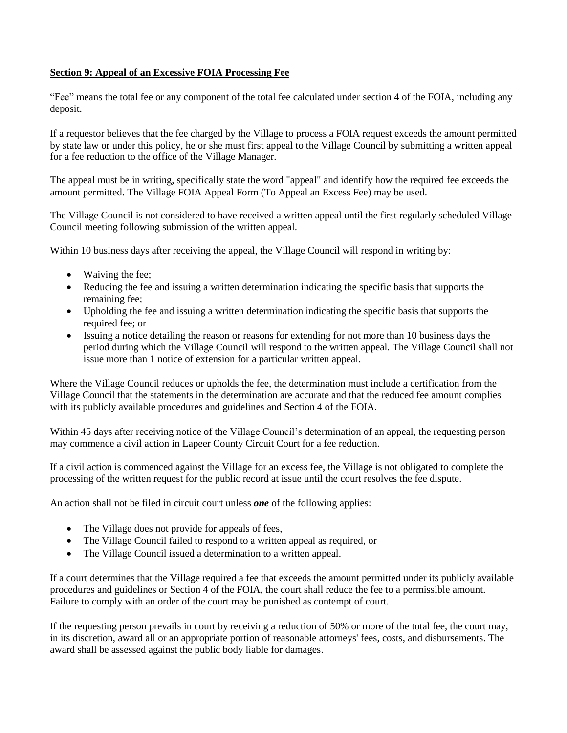**Section 9: Appeal of an Excessive FOIA Processing Fee**

"Fee" means the total fee or any component of the total fee calculated under section 4 of the FOIA, including any deposit.

If a requestor believes that the fee charged by the Village to process a FOIA request exceeds the amount permitted by state law or under this policy, he or she must first appeal to the Village Council by submitting a written appeal for a fee reduction to the office of the Village Manager.

The appeal must be in writing, specifically state the word "appeal" and identify how the required fee exceeds the amount permitted. The Village FOIA Appeal Form (To Appeal an Excess Fee) may be used.

The Village Council is not considered to have received a written appeal until the first regularly scheduled Village Council meeting following submission of the written appeal.

Within 10 business days after receiving the appeal, the Village Council will respond in writing by:

- Waiving the fee;
- Reducing the fee and issuing a written determination indicating the specific basis that supports the remaining fee;
- Upholding the fee and issuing a written determination indicating the specific basis that supports the required fee; or
- Issuing a notice detailing the reason or reasons for extending for not more than 10 business days the period during which the Village Council will respond to the written appeal. The Village Council shall not issue more than 1 notice of extension for a particular written appeal.

Where the Village Council reduces or upholds the fee, the determination must include a certification from the Village Council that the statements in the determination are accurate and that the reduced fee amount complies with its publicly available procedures and guidelines and Section 4 of the FOIA.

Within 45 days after receiving notice of the Village Council's determination of an appeal, the requesting person may commence a civil action in Lapeer County Circuit Court for a fee reduction.

If a civil action is commenced against the Village for an excess fee, the Village is not obligated to complete the processing of the written request for the public record at issue until the court resolves the fee dispute.

An action shall not be filed in circuit court unless ***one*** of the following applies:

- The Village does not provide for appeals of fees,
- The Village Council failed to respond to a written appeal as required, or
- The Village Council issued a determination to a written appeal.

If a court determines that the Village required a fee that exceeds the amount permitted under its publicly available procedures and guidelines or Section 4 of the FOIA, the court shall reduce the fee to a permissible amount. Failure to comply with an order of the court may be punished as contempt of court.

If the requesting person prevails in court by receiving a reduction of 50% or more of the total fee, the court may, in its discretion, award all or an appropriate portion of reasonable attorneys' fees, costs, and disbursements. The award shall be assessed against the public body liable for damages.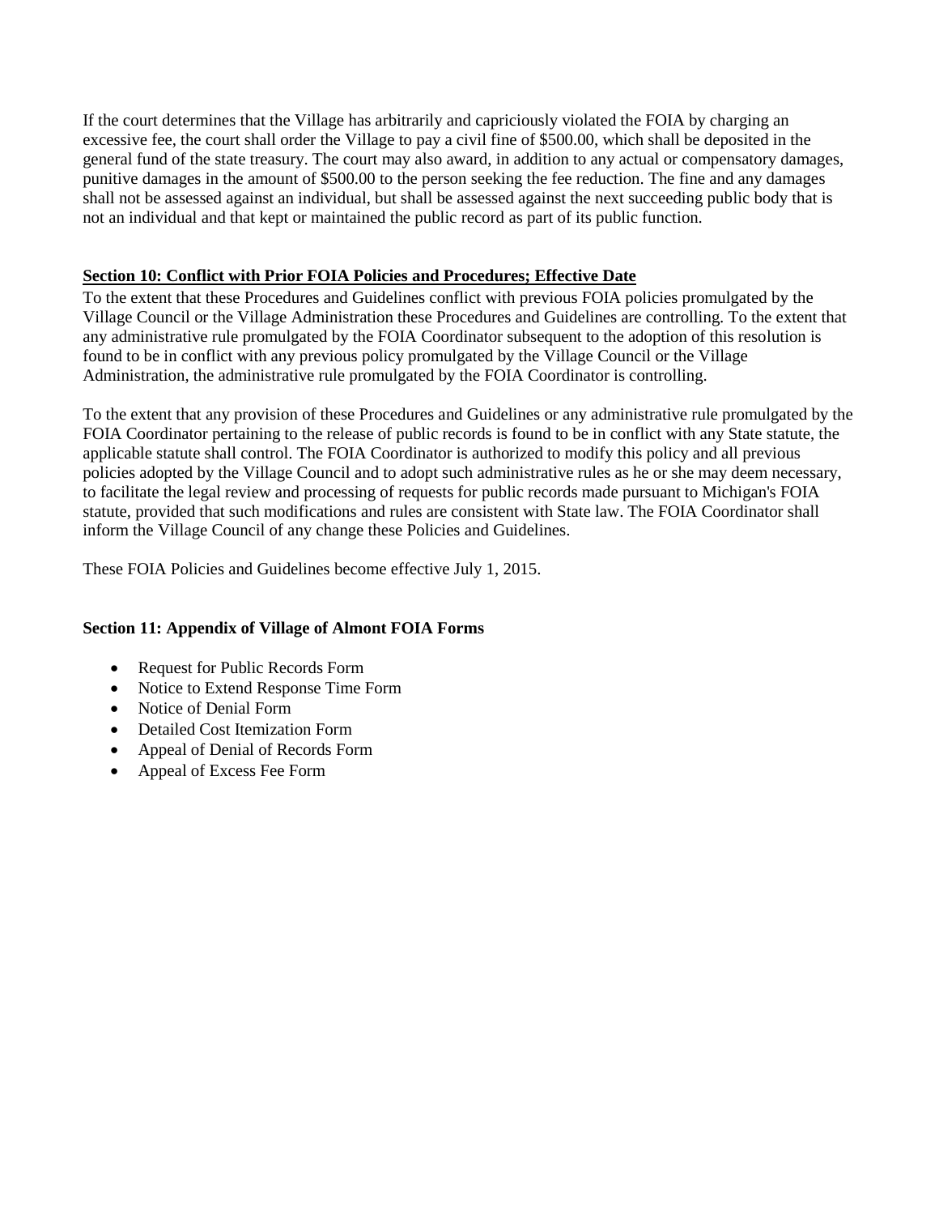If the court determines that the Village has arbitrarily and capriciously violated the FOIA by charging an excessive fee, the court shall order the Village to pay a civil fine of $500.00, which shall be deposited in the general fund of the state treasury. The court may also award, in addition to any actual or compensatory damages, punitive damages in the amount of $500.00 to the person seeking the fee reduction. The fine and any damages shall not be assessed against an individual, but shall be assessed against the next succeeding public body that is not an individual and that kept or maintained the public record as part of its public function.

## Section 10: Conflict with Prior FOIA Policies and Procedures; Effective Date

To the extent that these Procedures and Guidelines conflict with previous FOIA policies promulgated by the Village Council or the Village Administration these Procedures and Guidelines are controlling. To the extent that any administrative rule promulgated by the FOIA Coordinator subsequent to the adoption of this resolution is found to be in conflict with any previous policy promulgated by the Village Council or the Village Administration, the administrative rule promulgated by the FOIA Coordinator is controlling.

To the extent that any provision of these Procedures and Guidelines or any administrative rule promulgated by the FOIA Coordinator pertaining to the release of public records is found to be in conflict with any State statute, the applicable statute shall control. The FOIA Coordinator is authorized to modify this policy and all previous policies adopted by the Village Council and to adopt such administrative rules as he or she may deem necessary, to facilitate the legal review and processing of requests for public records made pursuant to Michigan's FOIA statute, provided that such modifications and rules are consistent with State law. The FOIA Coordinator shall inform the Village Council of any change these Policies and Guidelines.

These FOIA Policies and Guidelines become effective July 1, 2015.

## Section 11: Appendix of Village of Almont FOIA Forms

- Request for Public Records Form
- Notice to Extend Response Time Form
- Notice of Denial Form
- Detailed Cost Itemization Form
- Appeal of Denial of Records Form
- Appeal of Excess Fee Form